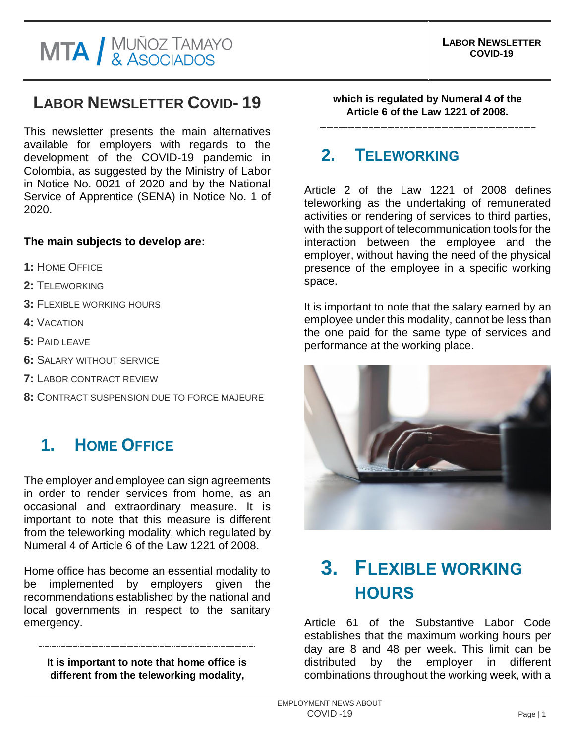# LABOR NEWSLETTER COVID- 19

This newsletter presents the main alternatives available for employers with regards to the development of the COVID-19 pandemic in Colombia, as suggested by the Ministry of Labor in Notice No. 0021 of 2020 and by the National Service of Apprentice (SENA) in Notice No. 1 of 2020.

**The main subjects to develop are:**

- **1:** HOME OFFICE
- **2:** TELEWORKING
- **3:** FLEXIBLE WORKING HOURS
- **4:** VACATION
- **5:** PAID LEAVE
- **6:** SALARY WITHOUT SERVICE
- **7:** LABOR CONTRACT REVIEW
- **8:** CONTRACT SUSPENSION DUE TO FORCE MAJEURE

## 1. HOME OFFICE

The employer and employee can sign agreements in order to render services from home, as an occasional and extraordinary measure. It is important to note that this measure is different from the teleworking modality, which regulated by Numeral 4 of Article 6 of the Law 1221 of 2008.

Home office has become an essential modality to be implemented by employers given the recommendations established by the national and local governments in respect to the sanitary emergency.

---

**It is important to note that home office is different from the teleworking modality, which is regulated by Numeral 4 of the Article 6 of the Law 1221 of 2008.**

---

## 2. TELEWORKING

Article 2 of the Law 1221 of 2008 defines teleworking as the undertaking of remunerated activities or rendering of services to third parties, with the support of telecommunication tools for the interaction between the employee and the employer, without having the need of the physical presence of the employee in a specific working space.

It is important to note that the salary earned by an employee under this modality, cannot be less than the one paid for the same type of services and performance at the working place.

## 3. FLEXIBLE WORKING HOURS

Article 61 of the Substantive Labor Code establishes that the maximum working hours per day are 8 and 48 per week. This limit can be distributed by the employer in different combinations throughout the working week, with a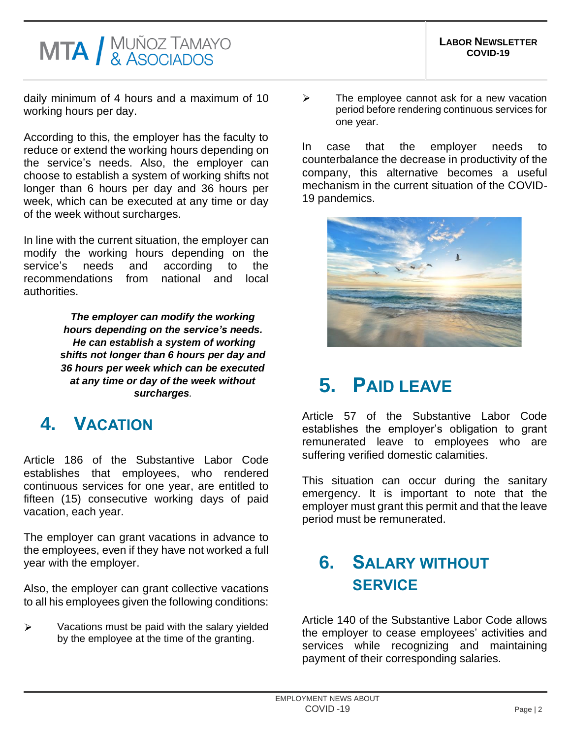daily minimum of 4 hours and a maximum of 10 working hours per day.

According to this, the employer has the faculty to reduce or extend the working hours depending on the service's needs. Also, the employer can choose to establish a system of working shifts not longer than 6 hours per day and 36 hours per week, which can be executed at any time or day of the week without surcharges.

In line with the current situation, the employer can modify the working hours depending on the service's needs and according to the recommendations from national and local authorities.

***The employer can modify the working hours depending on the service's needs. He can establish a system of working shifts not longer than 6 hours per day and 36 hours per week which can be executed at any time or day of the week without surcharges.***

## 4. VACATION

Article 186 of the Substantive Labor Code establishes that employees, who rendered continuous services for one year, are entitled to fifteen (15) consecutive working days of paid vacation, each year.

The employer can grant vacations in advance to the employees, even if they have not worked a full year with the employer.

Also, the employer can grant collective vacations to all his employees given the following conditions:

- Vacations must be paid with the salary yielded by the employee at the time of the granting.
- The employee cannot ask for a new vacation period before rendering continuous services for one year.

In case that the employer needs to counterbalance the decrease in productivity of the company, this alternative becomes a useful mechanism in the current situation of the COVID-19 pandemics.

## 5. PAID LEAVE

Article 57 of the Substantive Labor Code establishes the employer's obligation to grant remunerated leave to employees who are suffering verified domestic calamities.

This situation can occur during the sanitary emergency. It is important to note that the employer must grant this permit and that the leave period must be remunerated.

## 6. SALARY WITHOUT SERVICE

Article 140 of the Substantive Labor Code allows the employer to cease employees' activities and services while recognizing and maintaining payment of their corresponding salaries.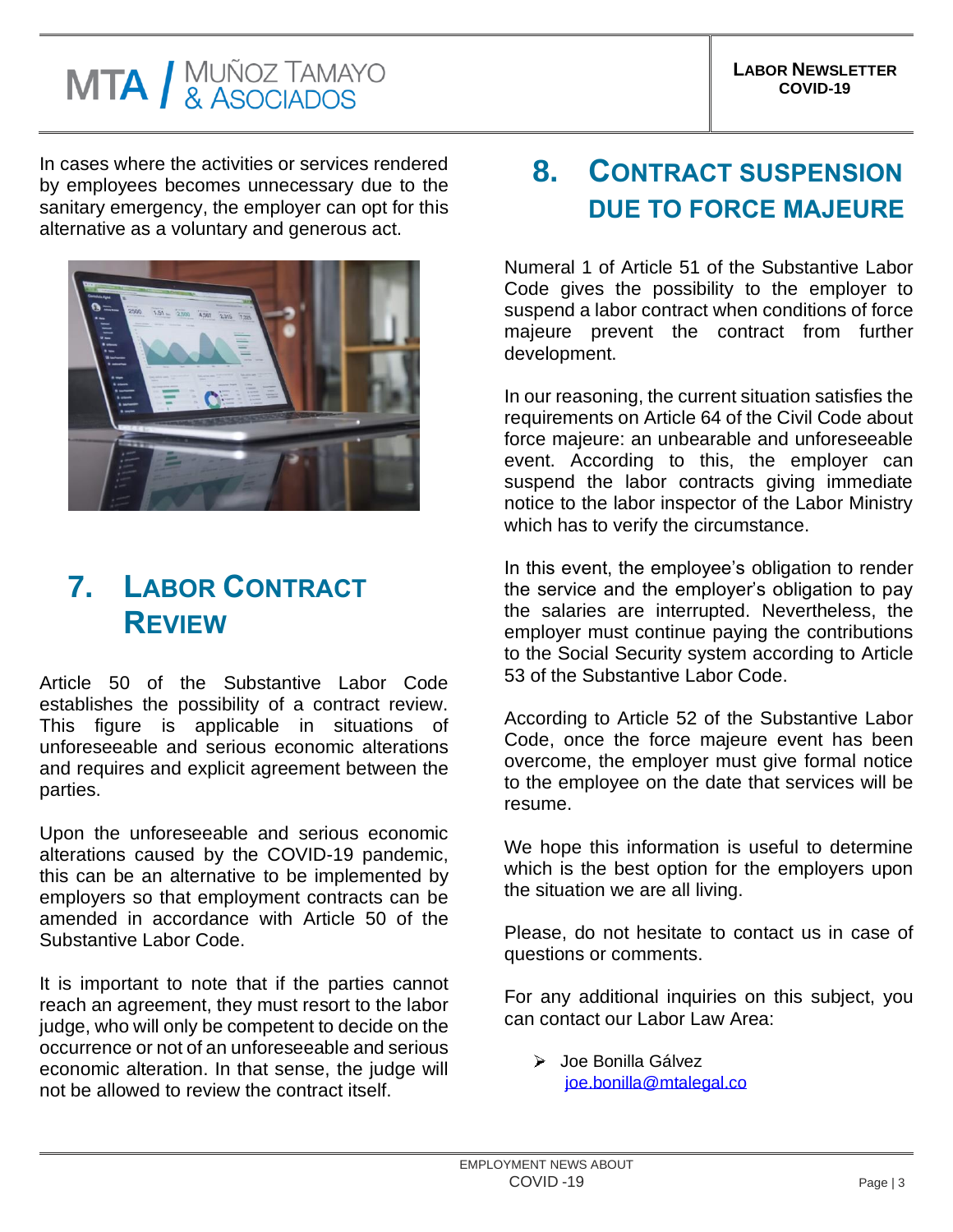In cases where the activities or services rendered by employees becomes unnecessary due to the sanitary emergency, the employer can opt for this alternative as a voluntary and generous act.

## 7. Labor Contract Review

Article 50 of the Substantive Labor Code establishes the possibility of a contract review. This figure is applicable in situations of unforeseeable and serious economic alterations and requires and explicit agreement between the parties.

Upon the unforeseeable and serious economic alterations caused by the COVID-19 pandemic, this can be an alternative to be implemented by employers so that employment contracts can be amended in accordance with Article 50 of the Substantive Labor Code.

It is important to note that if the parties cannot reach an agreement, they must resort to the labor judge, who will only be competent to decide on the occurrence or not of an unforeseeable and serious economic alteration. In that sense, the judge will not be allowed to review the contract itself.

## 8. Contract Suspension Due to Force Majeure

Numeral 1 of Article 51 of the Substantive Labor Code gives the possibility to the employer to suspend a labor contract when conditions of force majeure prevent the contract from further development.

In our reasoning, the current situation satisfies the requirements on Article 64 of the Civil Code about force majeure: an unbearable and unforeseeable event. According to this, the employer can suspend the labor contracts giving immediate notice to the labor inspector of the Labor Ministry which has to verify the circumstance.

In this event, the employee's obligation to render the service and the employer's obligation to pay the salaries are interrupted. Nevertheless, the employer must continue paying the contributions to the Social Security system according to Article 53 of the Substantive Labor Code.

According to Article 52 of the Substantive Labor Code, once the force majeure event has been overcome, the employer must give formal notice to the employee on the date that services will be resume.

We hope this information is useful to determine which is the best option for the employers upon the situation we are all living.

Please, do not hesitate to contact us in case of questions or comments.

For any additional inquiries on this subject, you can contact our Labor Law Area:

- Joe Bonilla Gálvez
  joe.bonilla@mtalegal.co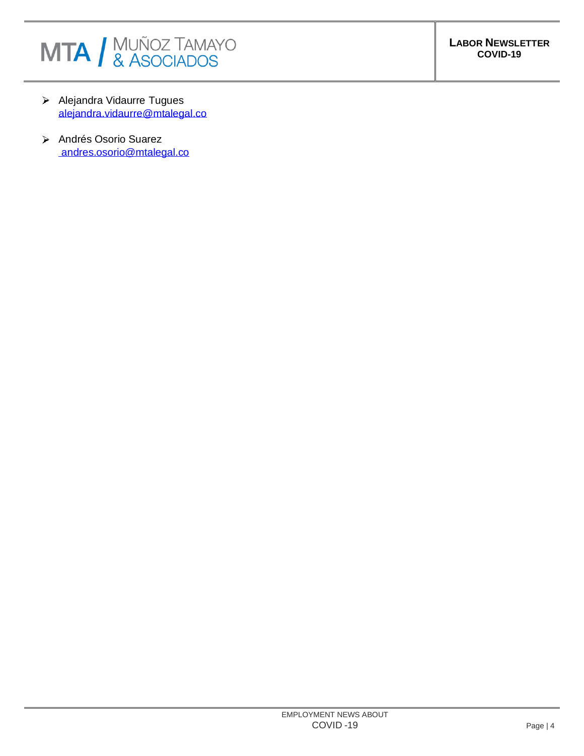- Alejandra Vidaurre Tugues
  alejandra.vidaurre@mtalegal.co

- Andrés Osorio Suarez
  andres.osorio@mtalegal.co